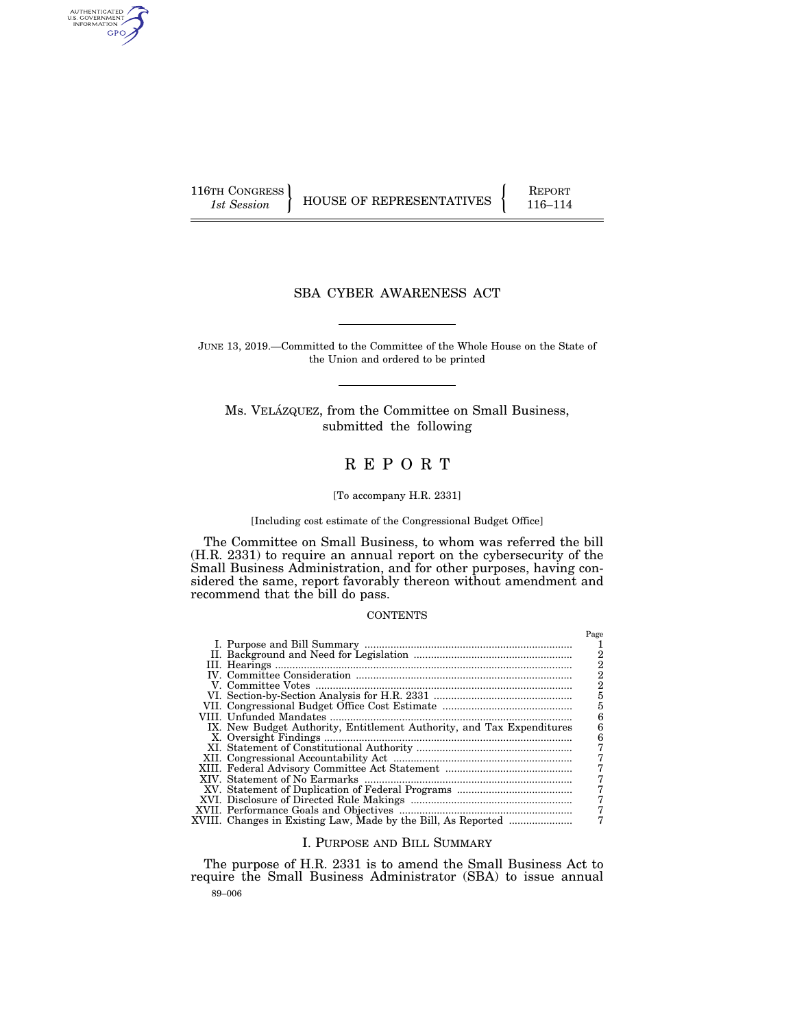116TH CONGRESS
*1st Session*

HOUSE OF REPRESENTATIVES

REPORT
116–114

# SBA CYBER AWARENESS ACT

JUNE 13, 2019.—Committed to the Committee of the Whole House on the State of the Union and ordered to be printed

Ms. VELÁZQUEZ, from the Committee on Small Business, submitted the following

# REPORT

[To accompany H.R. 2331]

[Including cost estimate of the Congressional Budget Office]

The Committee on Small Business, to whom was referred the bill (H.R. 2331) to require an annual report on the cybersecurity of the Small Business Administration, and for other purposes, having considered the same, report favorably thereon without amendment and recommend that the bill do pass.

CONTENTS

| | Page |
|---|---|
| I. Purpose and Bill Summary | 1 |
| II. Background and Need for Legislation | 2 |
| III. Hearings | 2 |
| IV. Committee Consideration | 2 |
| V. Committee Votes | 2 |
| VI. Section-by-Section Analysis for H.R. 2331 | 5 |
| VII. Congressional Budget Office Cost Estimate | 5 |
| VIII. Unfunded Mandates | 6 |
| IX. New Budget Authority, Entitlement Authority, and Tax Expenditures | 6 |
| X. Oversight Findings | 6 |
| XI. Statement of Constitutional Authority | 7 |
| XII. Congressional Accountability Act | 7 |
| XIII. Federal Advisory Committee Act Statement | 7 |
| XIV. Statement of No Earmarks | 7 |
| XV. Statement of Duplication of Federal Programs | 7 |
| XVI. Disclosure of Directed Rule Makings | 7 |
| XVII. Performance Goals and Objectives | 7 |
| XVIII. Changes in Existing Law, Made by the Bill, As Reported | 7 |

## I. PURPOSE AND BILL SUMMARY

The purpose of H.R. 2331 is to amend the Small Business Act to require the Small Business Administrator (SBA) to issue annual

89–006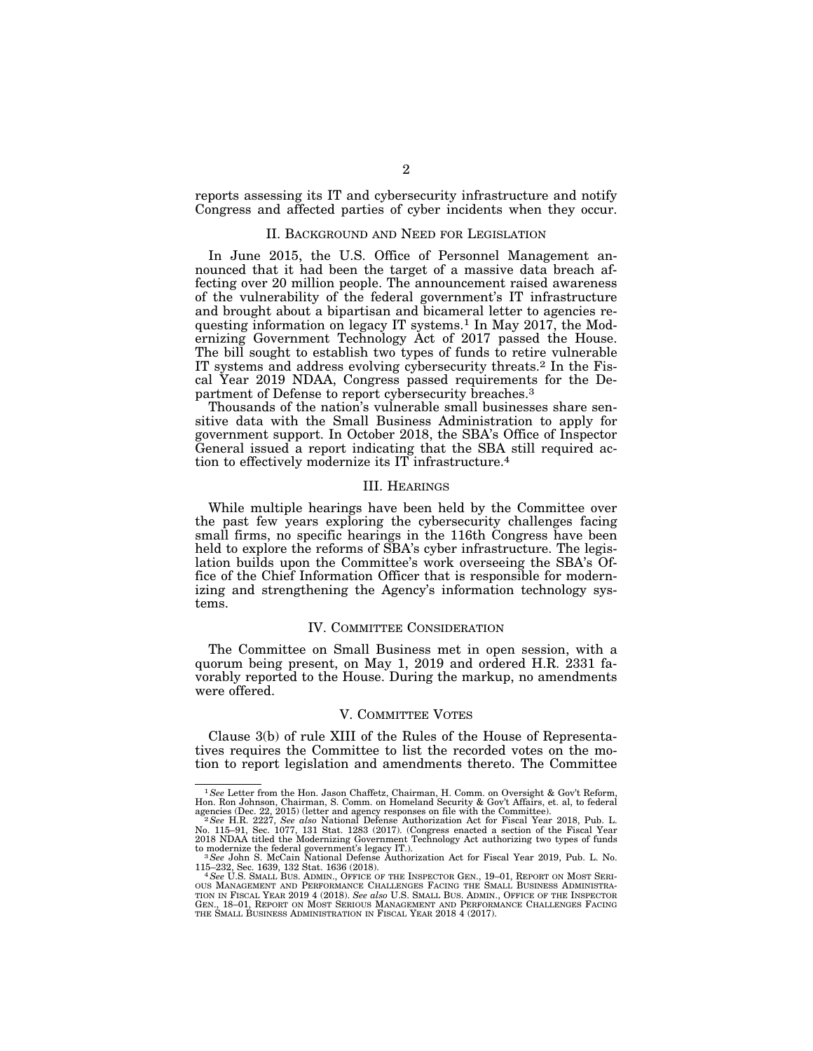reports assessing its IT and cybersecurity infrastructure and notify Congress and affected parties of cyber incidents when they occur.

## II. Background and Need for Legislation

In June 2015, the U.S. Office of Personnel Management announced that it had been the target of a massive data breach affecting over 20 million people. The announcement raised awareness of the vulnerability of the federal government's IT infrastructure and brought about a bipartisan and bicameral letter to agencies requesting information on legacy IT systems.[1] In May 2017, the Modernizing Government Technology Act of 2017 passed the House. The bill sought to establish two types of funds to retire vulnerable IT systems and address evolving cybersecurity threats.[2] In the Fiscal Year 2019 NDAA, Congress passed requirements for the Department of Defense to report cybersecurity breaches.[3]

Thousands of the nation's vulnerable small businesses share sensitive data with the Small Business Administration to apply for government support. In October 2018, the SBA's Office of Inspector General issued a report indicating that the SBA still required action to effectively modernize its IT infrastructure.[4]

## III. Hearings

While multiple hearings have been held by the Committee over the past few years exploring the cybersecurity challenges facing small firms, no specific hearings in the 116th Congress have been held to explore the reforms of SBA's cyber infrastructure. The legislation builds upon the Committee's work overseeing the SBA's Office of the Chief Information Officer that is responsible for modernizing and strengthening the Agency's information technology systems.

## IV. Committee Consideration

The Committee on Small Business met in open session, with a quorum being present, on May 1, 2019 and ordered H.R. 2331 favorably reported to the House. During the markup, no amendments were offered.

## V. Committee Votes

Clause 3(b) of rule XIII of the Rules of the House of Representatives requires the Committee to list the recorded votes on the motion to report legislation and amendments thereto. The Committee

---

[1] *See* Letter from the Hon. Jason Chaffetz, Chairman, H. Comm. on Oversight & Gov't Reform, Hon. Ron Johnson, Chairman, S. Comm. on Homeland Security & Gov't Affairs, et. al, to federal agencies (Dec. 22, 2015) (letter and agency responses on file with the Committee).

[2] *See* H.R. 2227, *See also* National Defense Authorization Act for Fiscal Year 2018, Pub. L. No. 115–91, Sec. 1077, 131 Stat. 1283 (2017). (Congress enacted a section of the Fiscal Year 2018 NDAA titled the Modernizing Government Technology Act authorizing two types of funds to modernize the federal government's legacy IT.).

[3] *See* John S. McCain National Defense Authorization Act for Fiscal Year 2019, Pub. L. No. 115–232, Sec. 1639, 132 Stat. 1636 (2018).

[4] *See* U.S. Small Bus. Admin., Office of the Inspector Gen., 19–01, Report on Most Serious Management and Performance Challenges Facing the Small Business Administration in Fiscal Year 2019 4 (2018). *See also* U.S. Small Bus. Admin., Office of the Inspector Gen., 18–01, Report on Most Serious Management and Performance Challenges Facing the Small Business Administration in Fiscal Year 2018 4 (2017).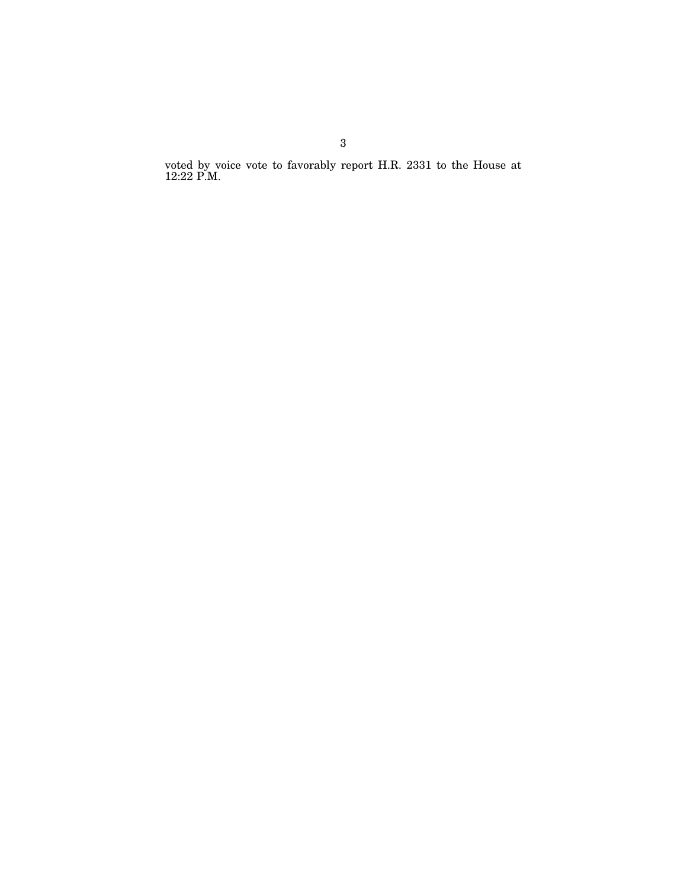voted by voice vote to favorably report H.R. 2331 to the House at 12:22 P.M.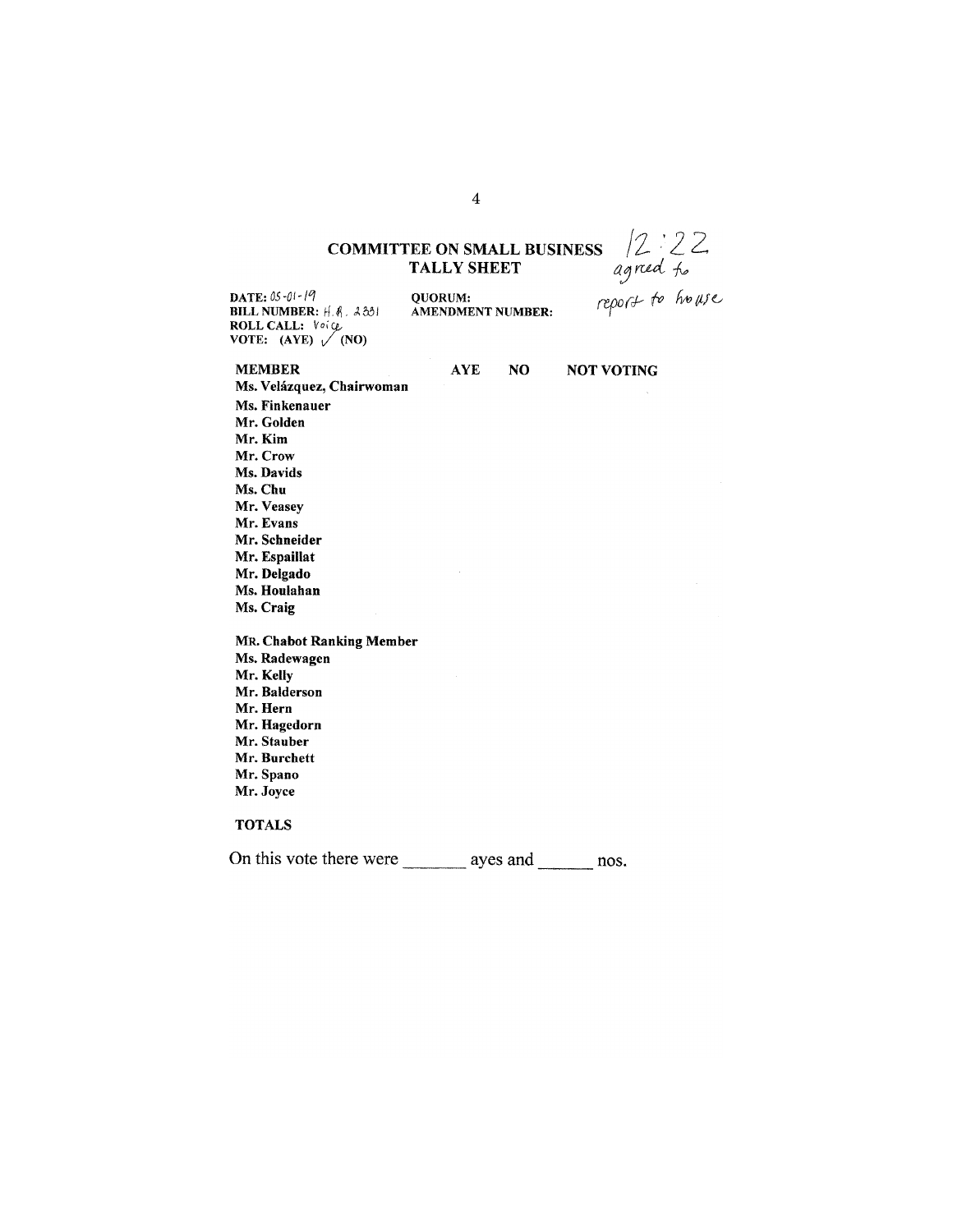# COMMITTEE ON SMALL BUSINESS
## TALLY SHEET

12:22
agreed to report to house

**DATE:** 05-01-19
**BILL NUMBER:** H.R. 2331
**ROLL CALL:** Voice
**VOTE: (AYE)** ✓ **(NO)**

**QUORUM:**
**AMENDMENT NUMBER:**

| MEMBER | AYE | NO | NOT VOTING |
|---|---|---|---|
| **Ms. Velázquez, Chairwoman** | | | |
| **Ms. Finkenauer** | | | |
| **Mr. Golden** | | | |
| **Mr. Kim** | | | |
| **Mr. Crow** | | | |
| **Ms. Davids** | | | |
| **Ms. Chu** | | | |
| **Mr. Veasey** | | | |
| **Mr. Evans** | | | |
| **Mr. Schneider** | | | |
| **Mr. Espaillat** | | | |
| **Mr. Delgado** | | | |
| **Ms. Houlahan** | | | |
| **Ms. Craig** | | | |
| | | | |
| **MR. Chabot Ranking Member** | | | |
| **Ms. Radewagen** | | | |
| **Mr. Kelly** | | | |
| **Mr. Balderson** | | | |
| **Mr. Hern** | | | |
| **Mr. Hagedorn** | | | |
| **Mr. Stauber** | | | |
| **Mr. Burchett** | | | |
| **Mr. Spano** | | | |
| **Mr. Joyce** | | | |
| | | | |
| **TOTALS** | | | |

On this vote there were _______ ayes and ______ nos.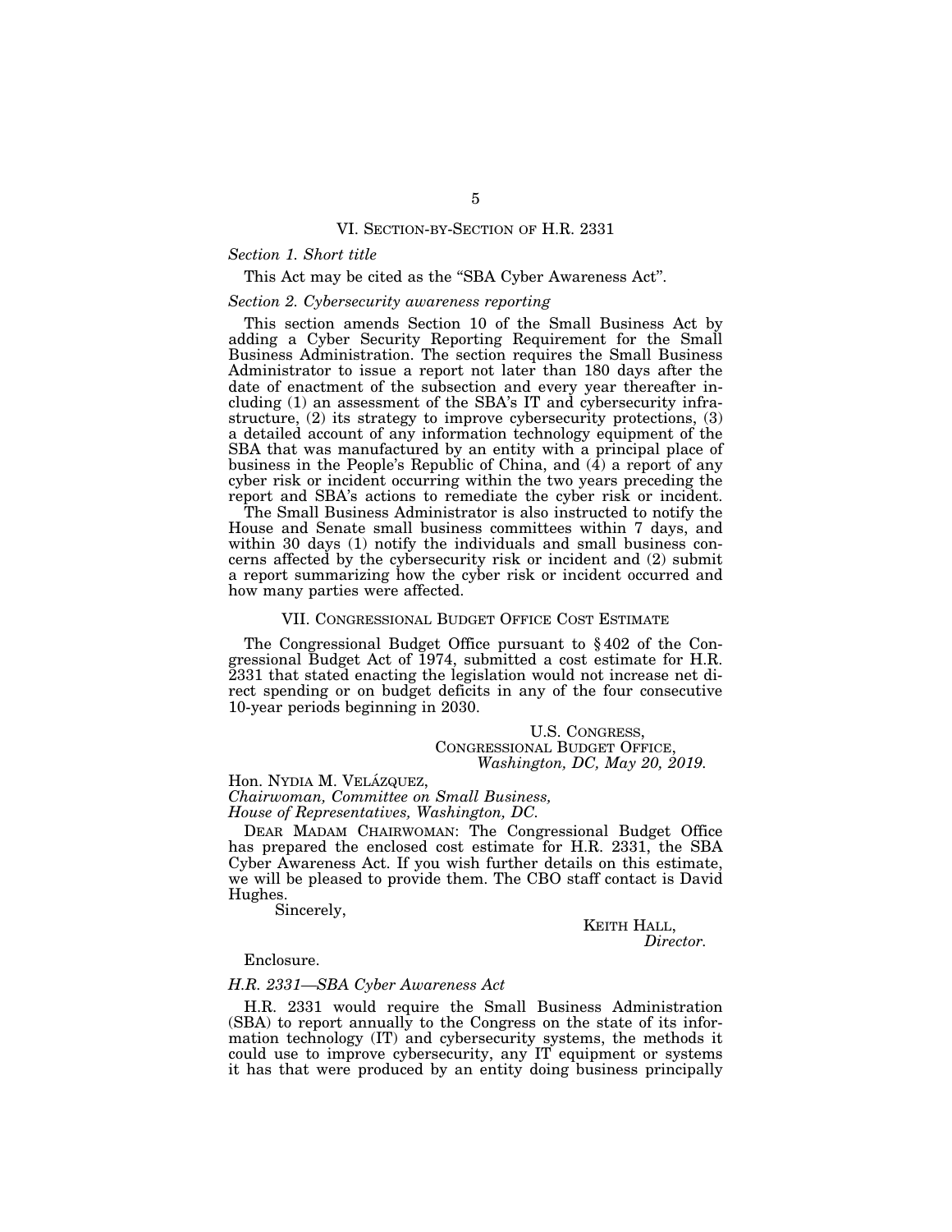## VI. SECTION-BY-SECTION OF H.R. 2331

*Section 1. Short title*

This Act may be cited as the "SBA Cyber Awareness Act".

*Section 2. Cybersecurity awareness reporting*

This section amends Section 10 of the Small Business Act by adding a Cyber Security Reporting Requirement for the Small Business Administration. The section requires the Small Business Administrator to issue a report not later than 180 days after the date of enactment of the subsection and every year thereafter including (1) an assessment of the SBA's IT and cybersecurity infrastructure, (2) its strategy to improve cybersecurity protections, (3) a detailed account of any information technology equipment of the SBA that was manufactured by an entity with a principal place of business in the People's Republic of China, and (4) a report of any cyber risk or incident occurring within the two years preceding the report and SBA's actions to remediate the cyber risk or incident.

The Small Business Administrator is also instructed to notify the House and Senate small business committees within 7 days, and within 30 days (1) notify the individuals and small business concerns affected by the cybersecurity risk or incident and (2) submit a report summarizing how the cyber risk or incident occurred and how many parties were affected.

## VII. CONGRESSIONAL BUDGET OFFICE COST ESTIMATE

The Congressional Budget Office pursuant to §402 of the Congressional Budget Act of 1974, submitted a cost estimate for H.R. 2331 that stated enacting the legislation would not increase net direct spending or on budget deficits in any of the four consecutive 10-year periods beginning in 2030.

U.S. CONGRESS,
CONGRESSIONAL BUDGET OFFICE,
*Washington, DC, May 20, 2019.*

Hon. NYDIA M. VELÁZQUEZ,
*Chairwoman, Committee on Small Business,*
*House of Representatives, Washington, DC.*

DEAR MADAM CHAIRWOMAN: The Congressional Budget Office has prepared the enclosed cost estimate for H.R. 2331, the SBA Cyber Awareness Act. If you wish further details on this estimate, we will be pleased to provide them. The CBO staff contact is David Hughes.

Sincerely,

KEITH HALL,
*Director.*

Enclosure.

*H.R. 2331—SBA Cyber Awareness Act*

H.R. 2331 would require the Small Business Administration (SBA) to report annually to the Congress on the state of its information technology (IT) and cybersecurity systems, the methods it could use to improve cybersecurity, any IT equipment or systems it has that were produced by an entity doing business principally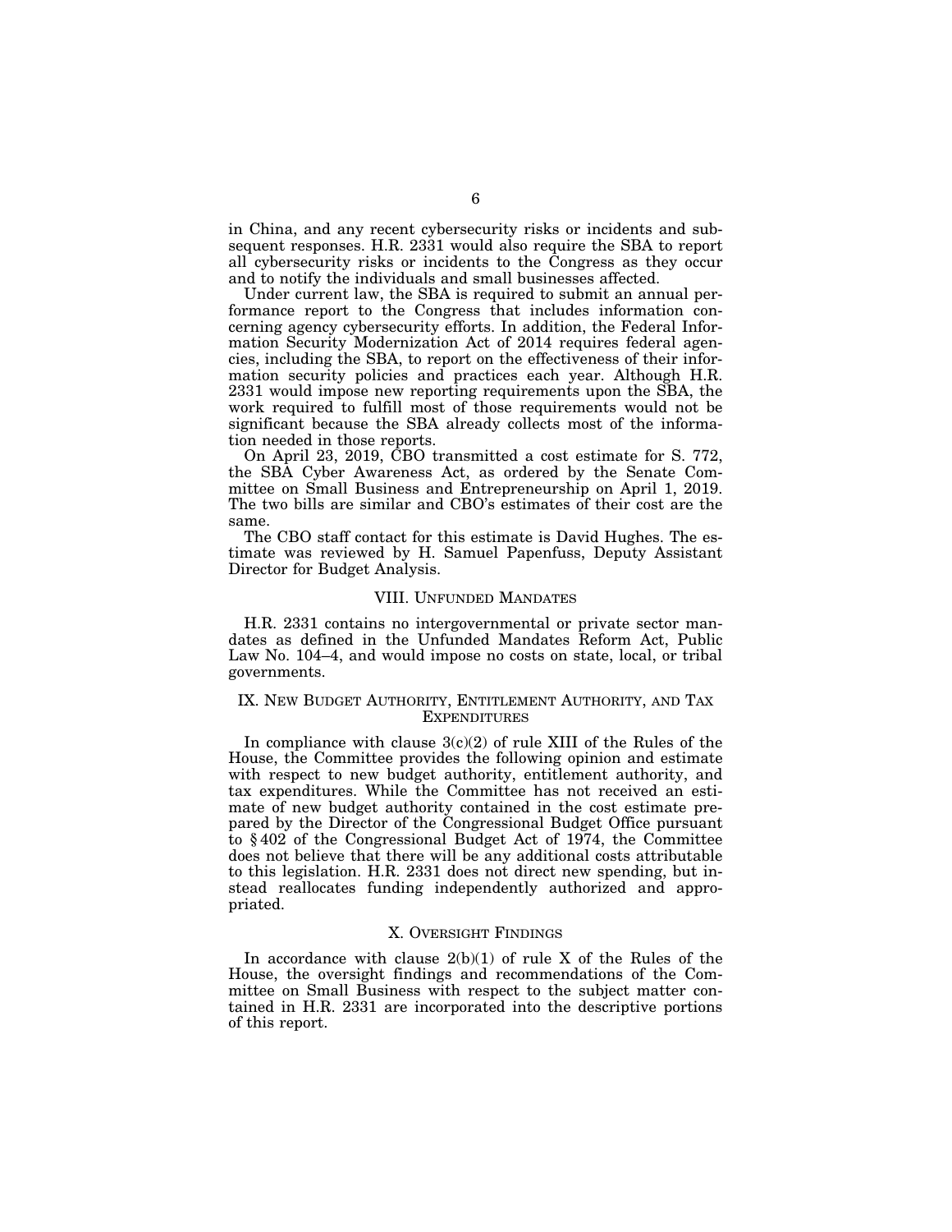in China, and any recent cybersecurity risks or incidents and subsequent responses. H.R. 2331 would also require the SBA to report all cybersecurity risks or incidents to the Congress as they occur and to notify the individuals and small businesses affected.

Under current law, the SBA is required to submit an annual performance report to the Congress that includes information concerning agency cybersecurity efforts. In addition, the Federal Information Security Modernization Act of 2014 requires federal agencies, including the SBA, to report on the effectiveness of their information security policies and practices each year. Although H.R. 2331 would impose new reporting requirements upon the SBA, the work required to fulfill most of those requirements would not be significant because the SBA already collects most of the information needed in those reports.

On April 23, 2019, CBO transmitted a cost estimate for S. 772, the SBA Cyber Awareness Act, as ordered by the Senate Committee on Small Business and Entrepreneurship on April 1, 2019. The two bills are similar and CBO's estimates of their cost are the same.

The CBO staff contact for this estimate is David Hughes. The estimate was reviewed by H. Samuel Papenfuss, Deputy Assistant Director for Budget Analysis.

## VIII. Unfunded Mandates

H.R. 2331 contains no intergovernmental or private sector mandates as defined in the Unfunded Mandates Reform Act, Public Law No. 104–4, and would impose no costs on state, local, or tribal governments.

## IX. New Budget Authority, Entitlement Authority, and Tax Expenditures

In compliance with clause 3(c)(2) of rule XIII of the Rules of the House, the Committee provides the following opinion and estimate with respect to new budget authority, entitlement authority, and tax expenditures. While the Committee has not received an estimate of new budget authority contained in the cost estimate prepared by the Director of the Congressional Budget Office pursuant to § 402 of the Congressional Budget Act of 1974, the Committee does not believe that there will be any additional costs attributable to this legislation. H.R. 2331 does not direct new spending, but instead reallocates funding independently authorized and appropriated.

## X. Oversight Findings

In accordance with clause 2(b)(1) of rule X of the Rules of the House, the oversight findings and recommendations of the Committee on Small Business with respect to the subject matter contained in H.R. 2331 are incorporated into the descriptive portions of this report.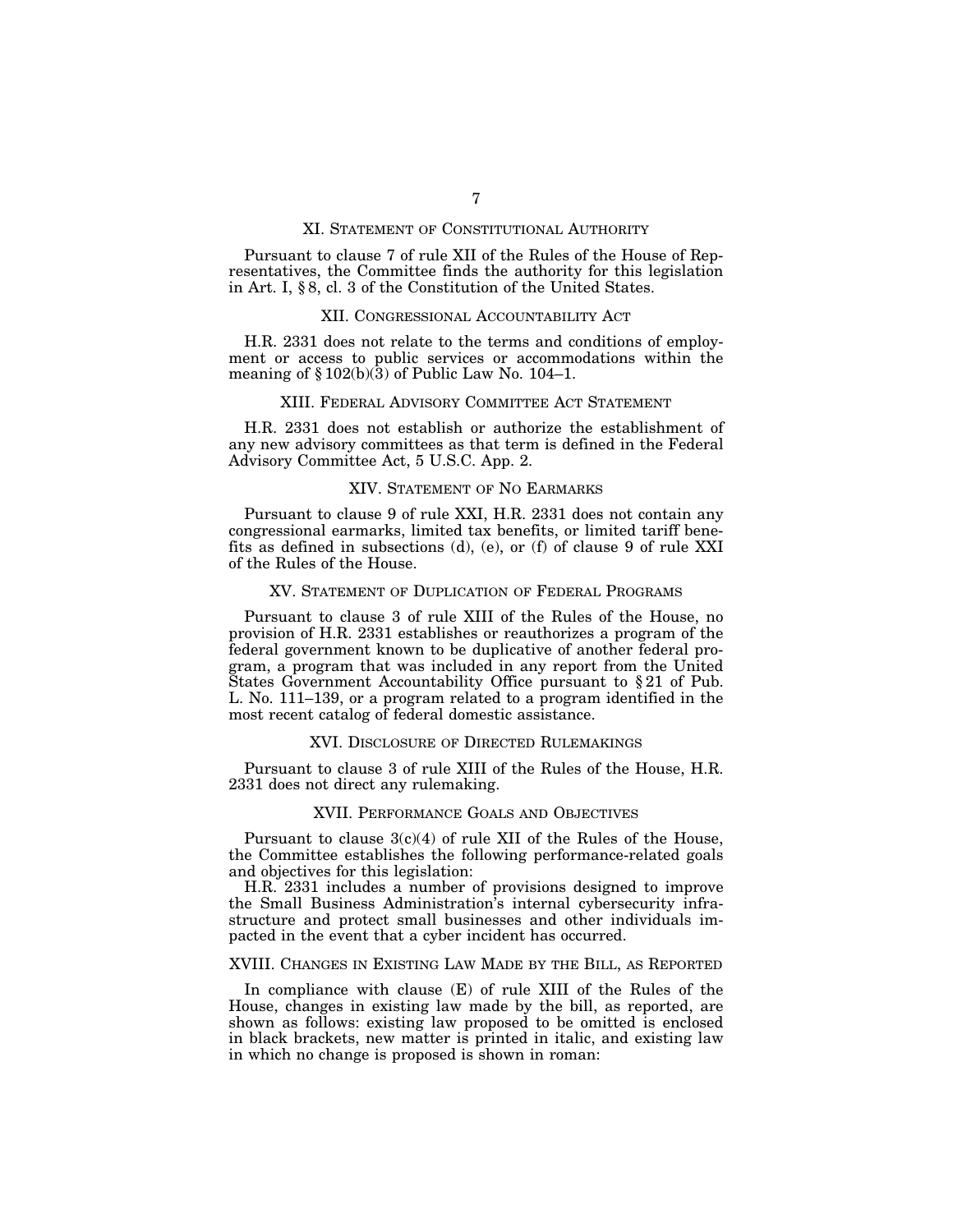## XI. Statement of Constitutional Authority

Pursuant to clause 7 of rule XII of the Rules of the House of Representatives, the Committee finds the authority for this legislation in Art. I, § 8, cl. 3 of the Constitution of the United States.

## XII. Congressional Accountability Act

H.R. 2331 does not relate to the terms and conditions of employment or access to public services or accommodations within the meaning of § 102(b)(3) of Public Law No. 104–1.

## XIII. Federal Advisory Committee Act Statement

H.R. 2331 does not establish or authorize the establishment of any new advisory committees as that term is defined in the Federal Advisory Committee Act, 5 U.S.C. App. 2.

## XIV. Statement of No Earmarks

Pursuant to clause 9 of rule XXI, H.R. 2331 does not contain any congressional earmarks, limited tax benefits, or limited tariff benefits as defined in subsections (d), (e), or (f) of clause 9 of rule XXI of the Rules of the House.

## XV. Statement of Duplication of Federal Programs

Pursuant to clause 3 of rule XIII of the Rules of the House, no provision of H.R. 2331 establishes or reauthorizes a program of the federal government known to be duplicative of another federal program, a program that was included in any report from the United States Government Accountability Office pursuant to § 21 of Pub. L. No. 111–139, or a program related to a program identified in the most recent catalog of federal domestic assistance.

## XVI. Disclosure of Directed Rulemakings

Pursuant to clause 3 of rule XIII of the Rules of the House, H.R. 2331 does not direct any rulemaking.

## XVII. Performance Goals and Objectives

Pursuant to clause 3(c)(4) of rule XII of the Rules of the House, the Committee establishes the following performance-related goals and objectives for this legislation:

H.R. 2331 includes a number of provisions designed to improve the Small Business Administration's internal cybersecurity infrastructure and protect small businesses and other individuals impacted in the event that a cyber incident has occurred.

## XVIII. Changes in Existing Law Made by the Bill, as Reported

In compliance with clause (E) of rule XIII of the Rules of the House, changes in existing law made by the bill, as reported, are shown as follows: existing law proposed to be omitted is enclosed in black brackets, new matter is printed in italic, and existing law in which no change is proposed is shown in roman: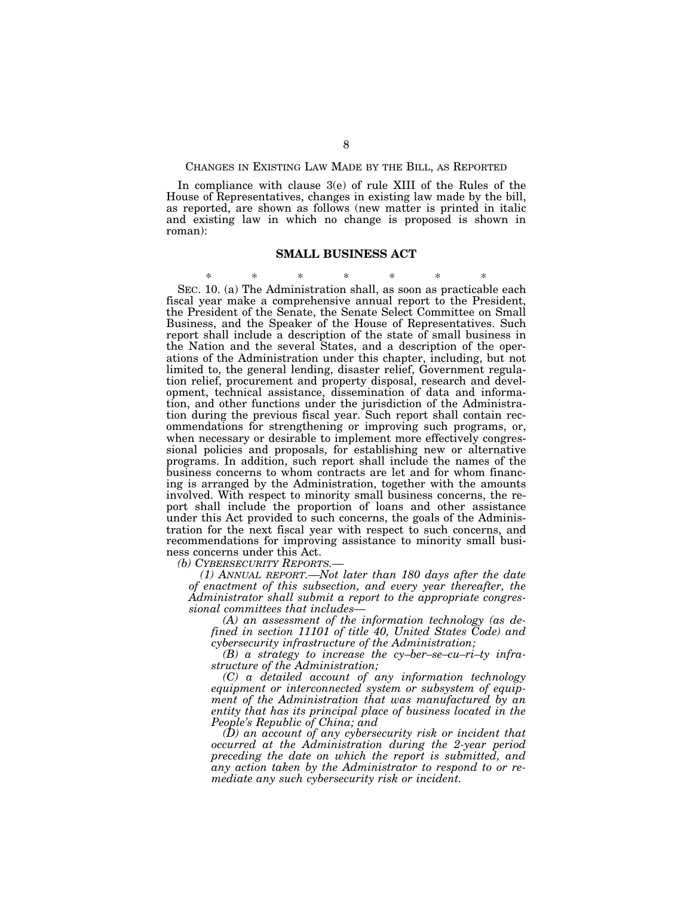CHANGES IN EXISTING LAW MADE BY THE BILL, AS REPORTED

In compliance with clause 3(e) of rule XIII of the Rules of the House of Representatives, changes in existing law made by the bill, as reported, are shown as follows (new matter is printed in italic and existing law in which no change is proposed is shown in roman):

## SMALL BUSINESS ACT

\* \* \* \* \* \* \*

SEC. 10. (a) The Administration shall, as soon as practicable each fiscal year make a comprehensive annual report to the President, the President of the Senate, the Senate Select Committee on Small Business, and the Speaker of the House of Representatives. Such report shall include a description of the state of small business in the Nation and the several States, and a description of the operations of the Administration under this chapter, including, but not limited to, the general lending, disaster relief, Government regulation relief, procurement and property disposal, research and development, technical assistance, dissemination of data and information, and other functions under the jurisdiction of the Administration during the previous fiscal year. Such report shall contain recommendations for strengthening or improving such programs, or, when necessary or desirable to implement more effectively congressional policies and proposals, for establishing new or alternative programs. In addition, such report shall include the names of the business concerns to whom contracts are let and for whom financing is arranged by the Administration, together with the amounts involved. With respect to minority small business concerns, the report shall include the proportion of loans and other assistance under this Act provided to such concerns, the goals of the Administration for the next fiscal year with respect to such concerns, and recommendations for improving assistance to minority small business concerns under this Act.

*(b) CYBERSECURITY REPORTS.—*

*(1) ANNUAL REPORT.—Not later than 180 days after the date of enactment of this subsection, and every year thereafter, the Administrator shall submit a report to the appropriate congressional committees that includes—*

*(A) an assessment of the information technology (as defined in section 11101 of title 40, United States Code) and cybersecurity infrastructure of the Administration;*

*(B) a strategy to increase the cy–ber–se–cu–ri–ty infrastructure of the Administration;*

*(C) a detailed account of any information technology equipment or interconnected system or subsystem of equipment of the Administration that was manufactured by an entity that has its principal place of business located in the People's Republic of China; and*

*(D) an account of any cybersecurity risk or incident that occurred at the Administration during the 2-year period preceding the date on which the report is submitted, and any action taken by the Administrator to respond to or remediate any such cybersecurity risk or incident.*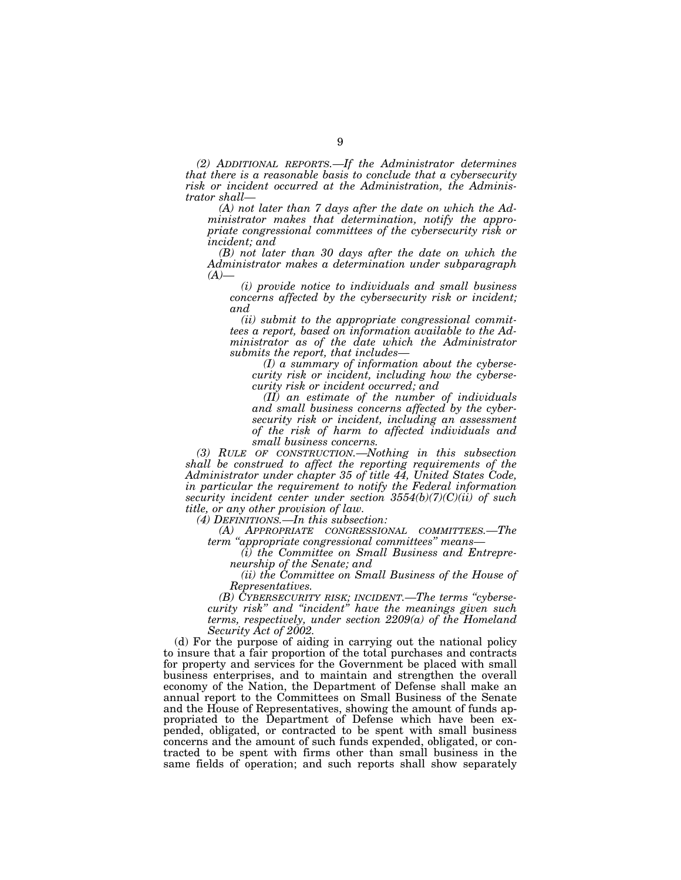*(2) ADDITIONAL REPORTS.—If the Administrator determines that there is a reasonable basis to conclude that a cybersecurity risk or incident occurred at the Administration, the Administrator shall—*

*(A) not later than 7 days after the date on which the Administrator makes that determination, notify the appropriate congressional committees of the cybersecurity risk or incident; and*

*(B) not later than 30 days after the date on which the Administrator makes a determination under subparagraph (A)—*

*(i) provide notice to individuals and small business concerns affected by the cybersecurity risk or incident; and*

*(ii) submit to the appropriate congressional committees a report, based on information available to the Administrator as of the date which the Administrator submits the report, that includes—*

*(I) a summary of information about the cybersecurity risk or incident, including how the cybersecurity risk or incident occurred; and*

*(II) an estimate of the number of individuals and small business concerns affected by the cybersecurity risk or incident, including an assessment of the risk of harm to affected individuals and small business concerns.*

*(3) RULE OF CONSTRUCTION.—Nothing in this subsection shall be construed to affect the reporting requirements of the Administrator under chapter 35 of title 44, United States Code, in particular the requirement to notify the Federal information security incident center under section 3554(b)(7)(C)(ii) of such title, or any other provision of law.*

*(4) DEFINITIONS.—In this subsection:*

*(A) APPROPRIATE CONGRESSIONAL COMMITTEES.—The term "appropriate congressional committees" means—*

*(i) the Committee on Small Business and Entrepreneurship of the Senate; and*

*(ii) the Committee on Small Business of the House of Representatives.*

*(B) CYBERSECURITY RISK; INCIDENT.—The terms "cybersecurity risk" and "incident" have the meanings given such terms, respectively, under section 2209(a) of the Homeland Security Act of 2002.*

(d) For the purpose of aiding in carrying out the national policy to insure that a fair proportion of the total purchases and contracts for property and services for the Government be placed with small business enterprises, and to maintain and strengthen the overall economy of the Nation, the Department of Defense shall make an annual report to the Committees on Small Business of the Senate and the House of Representatives, showing the amount of funds appropriated to the Department of Defense which have been expended, obligated, or contracted to be spent with small business concerns and the amount of such funds expended, obligated, or contracted to be spent with firms other than small business in the same fields of operation; and such reports shall show separately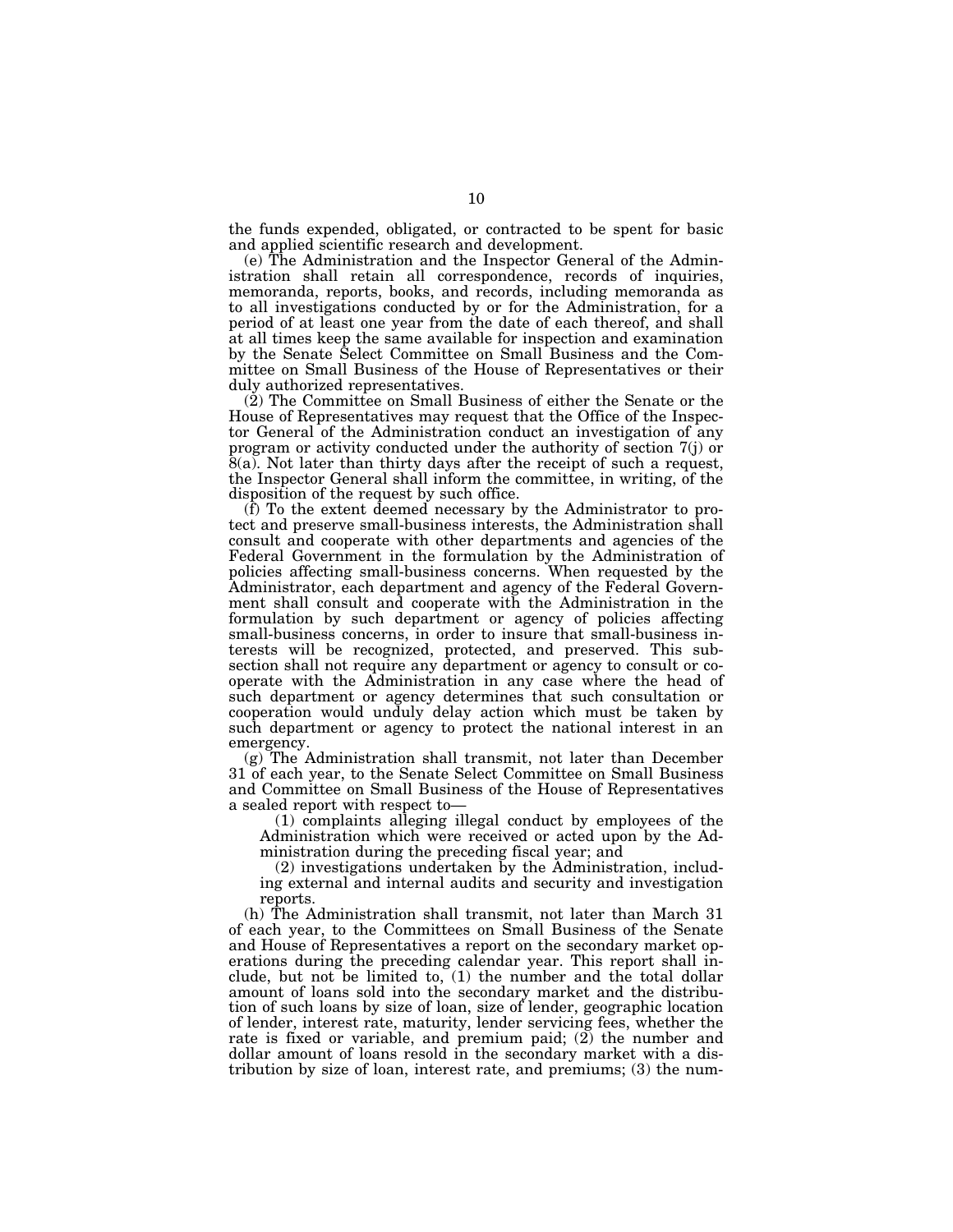the funds expended, obligated, or contracted to be spent for basic and applied scientific research and development.

(e) The Administration and the Inspector General of the Administration shall retain all correspondence, records of inquiries, memoranda, reports, books, and records, including memoranda as to all investigations conducted by or for the Administration, for a period of at least one year from the date of each thereof, and shall at all times keep the same available for inspection and examination by the Senate Select Committee on Small Business and the Committee on Small Business of the House of Representatives or their duly authorized representatives.

(2) The Committee on Small Business of either the Senate or the House of Representatives may request that the Office of the Inspector General of the Administration conduct an investigation of any program or activity conducted under the authority of section 7(j) or 8(a). Not later than thirty days after the receipt of such a request, the Inspector General shall inform the committee, in writing, of the disposition of the request by such office.

(f) To the extent deemed necessary by the Administrator to protect and preserve small-business interests, the Administration shall consult and cooperate with other departments and agencies of the Federal Government in the formulation by the Administration of policies affecting small-business concerns. When requested by the Administrator, each department and agency of the Federal Government shall consult and cooperate with the Administration in the formulation by such department or agency of policies affecting small-business concerns, in order to insure that small-business interests will be recognized, protected, and preserved. This subsection shall not require any department or agency to consult or cooperate with the Administration in any case where the head of such department or agency determines that such consultation or cooperation would unduly delay action which must be taken by such department or agency to protect the national interest in an emergency.

(g) The Administration shall transmit, not later than December 31 of each year, to the Senate Select Committee on Small Business and Committee on Small Business of the House of Representatives a sealed report with respect to—

(1) complaints alleging illegal conduct by employees of the Administration which were received or acted upon by the Administration during the preceding fiscal year; and

(2) investigations undertaken by the Administration, including external and internal audits and security and investigation reports.

(h) The Administration shall transmit, not later than March 31 of each year, to the Committees on Small Business of the Senate and House of Representatives a report on the secondary market operations during the preceding calendar year. This report shall include, but not be limited to, (1) the number and the total dollar amount of loans sold into the secondary market and the distribution of such loans by size of loan, size of lender, geographic location of lender, interest rate, maturity, lender servicing fees, whether the rate is fixed or variable, and premium paid; (2) the number and dollar amount of loans resold in the secondary market with a distribution by size of loan, interest rate, and premiums; (3) the num-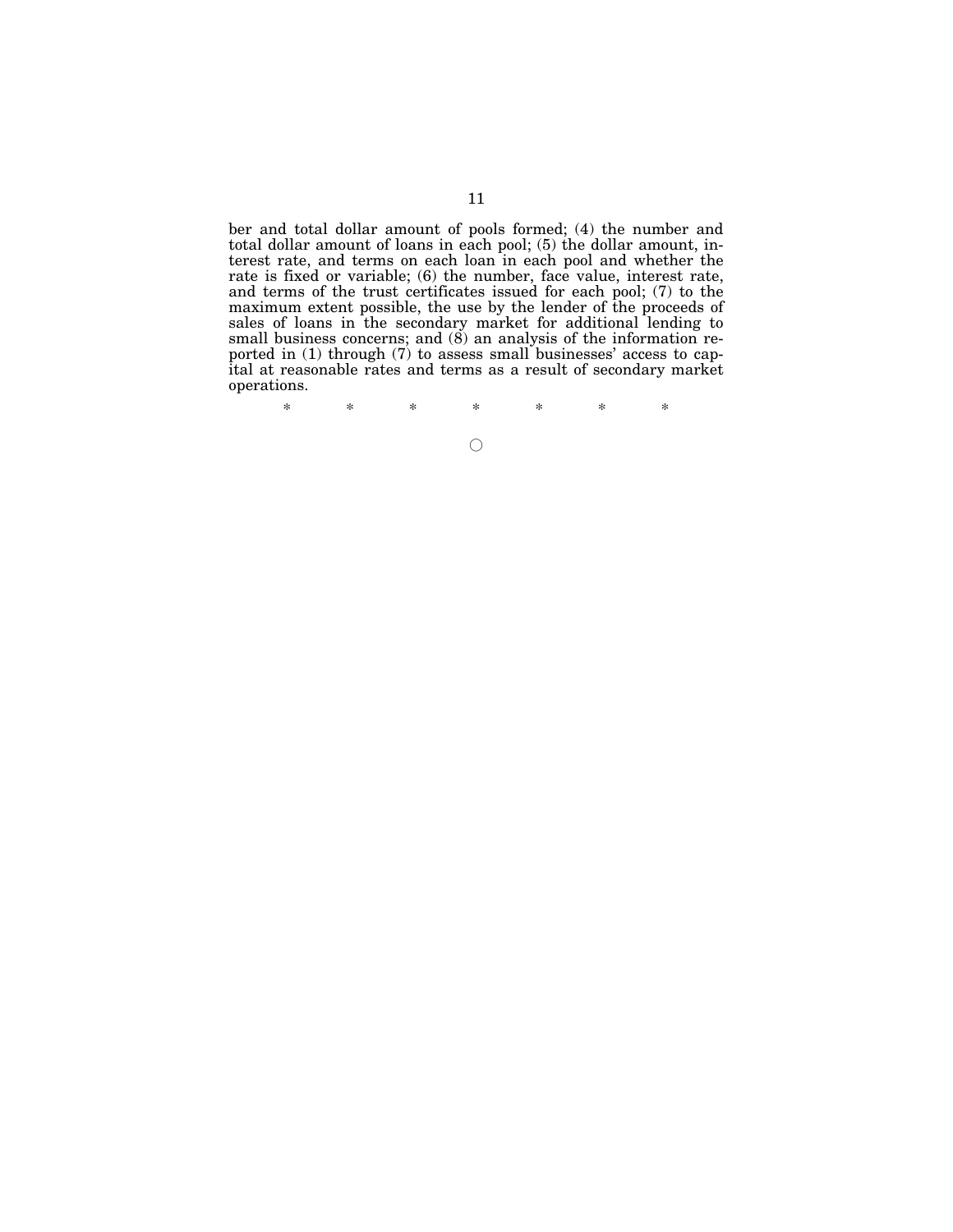ber and total dollar amount of pools formed; (4) the number and total dollar amount of loans in each pool; (5) the dollar amount, interest rate, and terms on each loan in each pool and whether the rate is fixed or variable; (6) the number, face value, interest rate, and terms of the trust certificates issued for each pool; (7) to the maximum extent possible, the use by the lender of the proceeds of sales of loans in the secondary market for additional lending to small business concerns; and (8) an analysis of the information reported in (1) through (7) to assess small businesses' access to capital at reasonable rates and terms as a result of secondary market operations.

\*       \*       \*       \*       \*       \*       \*

○